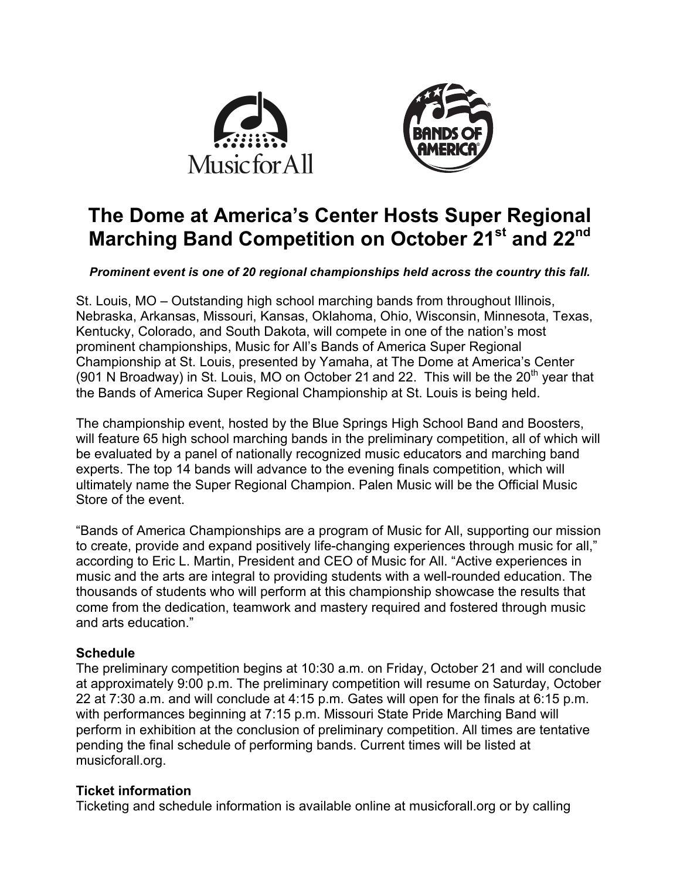Music for All

BANDS OF AMERICA

# The Dome at America's Center Hosts Super Regional Marching Band Competition on October 21st and 22nd

***Prominent event is one of 20 regional championships held across the country this fall.***

St. Louis, MO – Outstanding high school marching bands from throughout Illinois, Nebraska, Arkansas, Missouri, Kansas, Oklahoma, Ohio, Wisconsin, Minnesota, Texas, Kentucky, Colorado, and South Dakota, will compete in one of the nation's most prominent championships, Music for All's Bands of America Super Regional Championship at St. Louis, presented by Yamaha, at The Dome at America's Center (901 N Broadway) in St. Louis, MO on October 21 and 22. This will be the 20th year that the Bands of America Super Regional Championship at St. Louis is being held.

The championship event, hosted by the Blue Springs High School Band and Boosters, will feature 65 high school marching bands in the preliminary competition, all of which will be evaluated by a panel of nationally recognized music educators and marching band experts. The top 14 bands will advance to the evening finals competition, which will ultimately name the Super Regional Champion. Palen Music will be the Official Music Store of the event.

"Bands of America Championships are a program of Music for All, supporting our mission to create, provide and expand positively life-changing experiences through music for all," according to Eric L. Martin, President and CEO of Music for All. "Active experiences in music and the arts are integral to providing students with a well-rounded education. The thousands of students who will perform at this championship showcase the results that come from the dedication, teamwork and mastery required and fostered through music and arts education."

**Schedule**

The preliminary competition begins at 10:30 a.m. on Friday, October 21 and will conclude at approximately 9:00 p.m. The preliminary competition will resume on Saturday, October 22 at 7:30 a.m. and will conclude at 4:15 p.m. Gates will open for the finals at 6:15 p.m. with performances beginning at 7:15 p.m. Missouri State Pride Marching Band will perform in exhibition at the conclusion of preliminary competition. All times are tentative pending the final schedule of performing bands. Current times will be listed at musicforall.org.

**Ticket information**

Ticketing and schedule information is available online at musicforall.org or by calling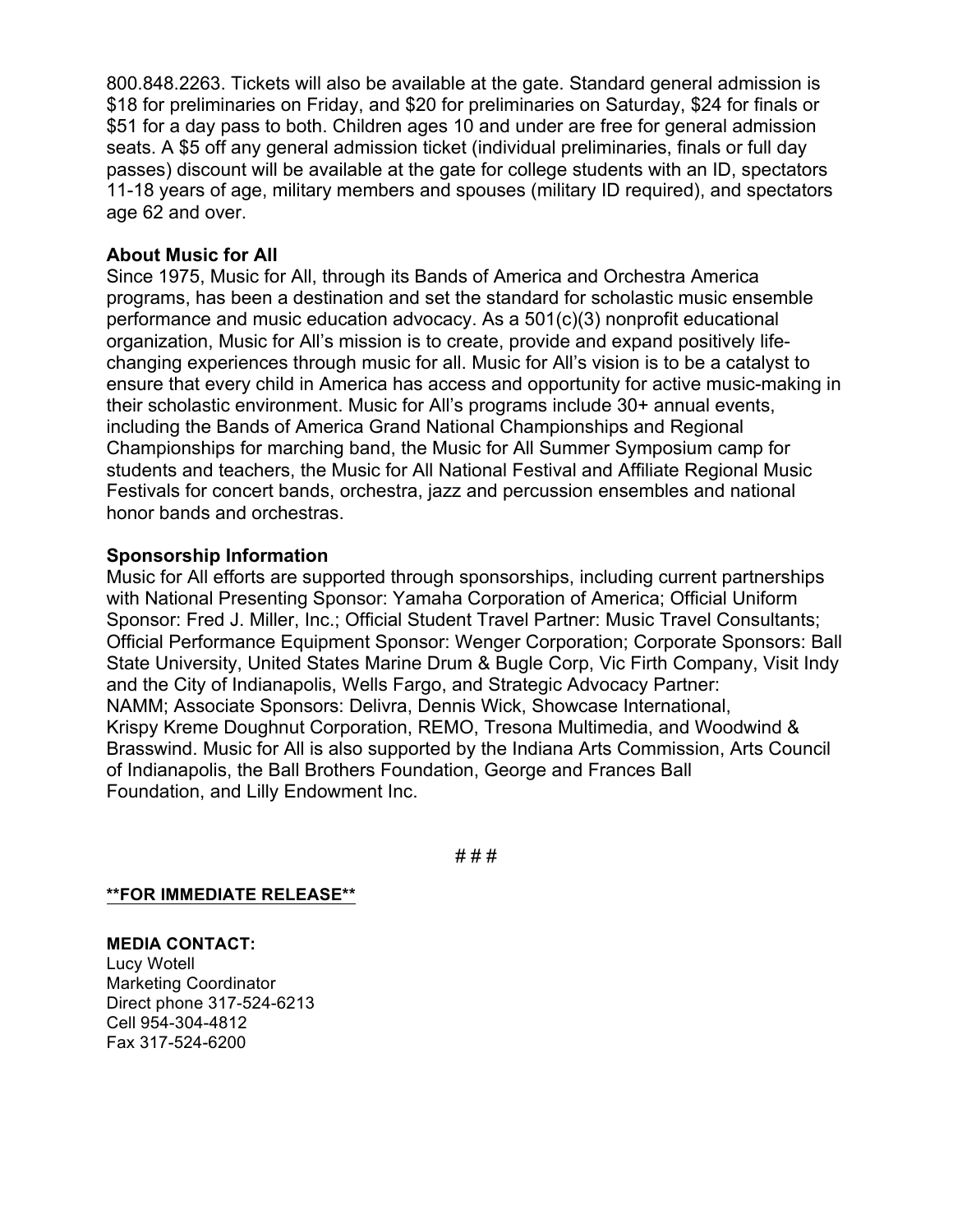800.848.2263. Tickets will also be available at the gate. Standard general admission is $18 for preliminaries on Friday, and $20 for preliminaries on Saturday, $24 for finals or $51 for a day pass to both. Children ages 10 and under are free for general admission seats. A $5 off any general admission ticket (individual preliminaries, finals or full day passes) discount will be available at the gate for college students with an ID, spectators 11-18 years of age, military members and spouses (military ID required), and spectators age 62 and over.

**About Music for All**

Since 1975, Music for All, through its Bands of America and Orchestra America programs, has been a destination and set the standard for scholastic music ensemble performance and music education advocacy. As a 501(c)(3) nonprofit educational organization, Music for All's mission is to create, provide and expand positively life-changing experiences through music for all. Music for All's vision is to be a catalyst to ensure that every child in America has access and opportunity for active music-making in their scholastic environment. Music for All's programs include 30+ annual events, including the Bands of America Grand National Championships and Regional Championships for marching band, the Music for All Summer Symposium camp for students and teachers, the Music for All National Festival and Affiliate Regional Music Festivals for concert bands, orchestra, jazz and percussion ensembles and national honor bands and orchestras.

**Sponsorship Information**

Music for All efforts are supported through sponsorships, including current partnerships with National Presenting Sponsor: Yamaha Corporation of America; Official Uniform Sponsor: Fred J. Miller, Inc.; Official Student Travel Partner: Music Travel Consultants; Official Performance Equipment Sponsor: Wenger Corporation; Corporate Sponsors: Ball State University, United States Marine Drum & Bugle Corp, Vic Firth Company, Visit Indy and the City of Indianapolis, Wells Fargo, and Strategic Advocacy Partner: NAMM; Associate Sponsors: Delivra, Dennis Wick, Showcase International, Krispy Kreme Doughnut Corporation, REMO, Tresona Multimedia, and Woodwind & Brasswind. Music for All is also supported by the Indiana Arts Commission, Arts Council of Indianapolis, the Ball Brothers Foundation, George and Frances Ball Foundation, and Lilly Endowment Inc.

# # #

**<u>**FOR IMMEDIATE RELEASE**</u>**

**MEDIA CONTACT:**
Lucy Wotell
Marketing Coordinator
Direct phone 317-524-6213
Cell 954-304-4812
Fax 317-524-6200